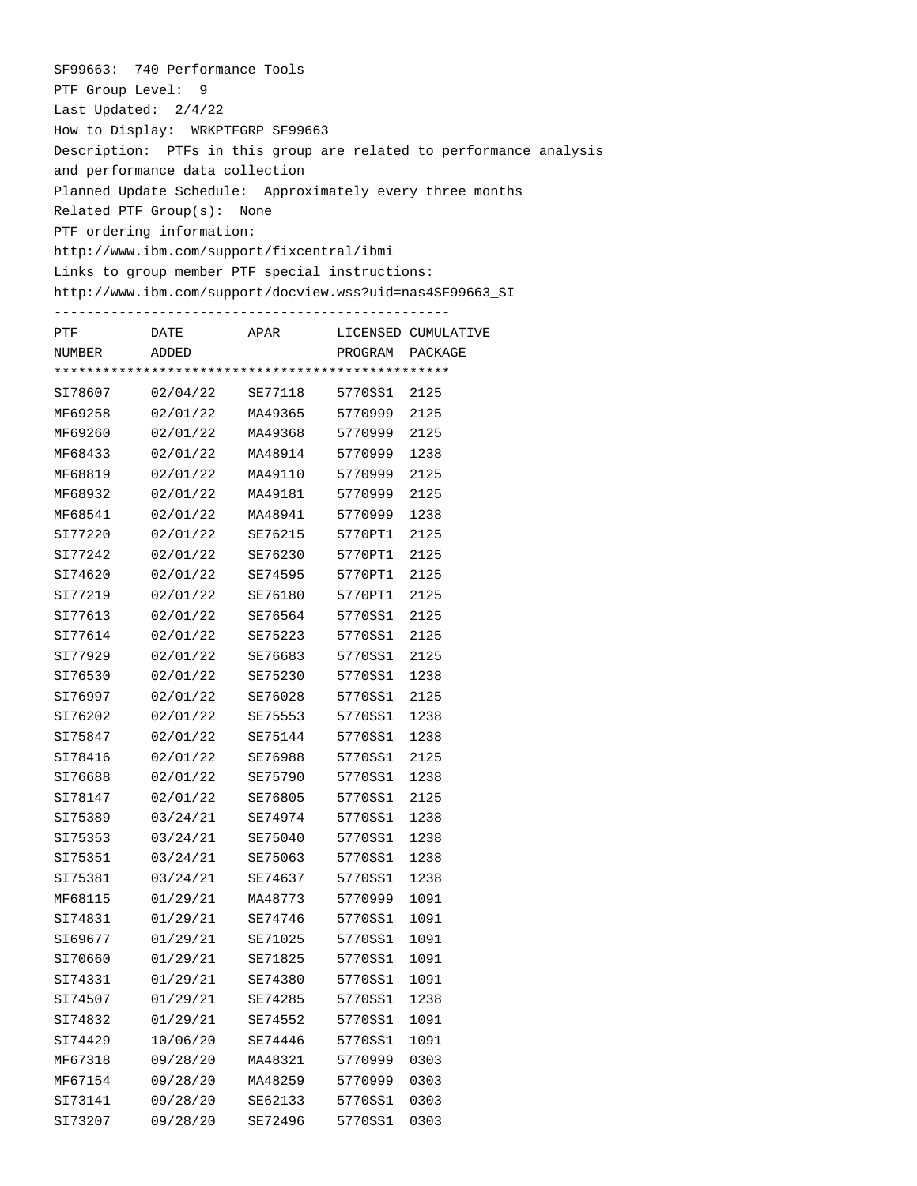SF99663: 740 Performance Tools

PTF Group Level: 9

Last Updated: 2/4/22

How to Display: WRKPTFGRP SF99663

Description: PTFs in this group are related to performance analysis and performance data collection

Planned Update Schedule: Approximately every three months

Related PTF Group(s): None

PTF ordering information:

http://www.ibm.com/support/fixcentral/ibmi

Links to group member PTF special instructions:

http://www.ibm.com/support/docview.wss?uid=nas4SF99663_SI

| PTF NUMBER | DATE ADDED | APAR | LICENSED PROGRAM | CUMULATIVE PACKAGE |
|---|---|---|---|---|
| SI78607 | 02/04/22 | SE77118 | 5770SS1 | 2125 |
| MF69258 | 02/01/22 | MA49365 | 5770999 | 2125 |
| MF69260 | 02/01/22 | MA49368 | 5770999 | 2125 |
| MF68433 | 02/01/22 | MA48914 | 5770999 | 1238 |
| MF68819 | 02/01/22 | MA49110 | 5770999 | 2125 |
| MF68932 | 02/01/22 | MA49181 | 5770999 | 2125 |
| MF68541 | 02/01/22 | MA48941 | 5770999 | 1238 |
| SI77220 | 02/01/22 | SE76215 | 5770PT1 | 2125 |
| SI77242 | 02/01/22 | SE76230 | 5770PT1 | 2125 |
| SI74620 | 02/01/22 | SE74595 | 5770PT1 | 2125 |
| SI77219 | 02/01/22 | SE76180 | 5770PT1 | 2125 |
| SI77613 | 02/01/22 | SE76564 | 5770SS1 | 2125 |
| SI77614 | 02/01/22 | SE75223 | 5770SS1 | 2125 |
| SI77929 | 02/01/22 | SE76683 | 5770SS1 | 2125 |
| SI76530 | 02/01/22 | SE75230 | 5770SS1 | 1238 |
| SI76997 | 02/01/22 | SE76028 | 5770SS1 | 2125 |
| SI76202 | 02/01/22 | SE75553 | 5770SS1 | 1238 |
| SI75847 | 02/01/22 | SE75144 | 5770SS1 | 1238 |
| SI78416 | 02/01/22 | SE76988 | 5770SS1 | 2125 |
| SI76688 | 02/01/22 | SE75790 | 5770SS1 | 1238 |
| SI78147 | 02/01/22 | SE76805 | 5770SS1 | 2125 |
| SI75389 | 03/24/21 | SE74974 | 5770SS1 | 1238 |
| SI75353 | 03/24/21 | SE75040 | 5770SS1 | 1238 |
| SI75351 | 03/24/21 | SE75063 | 5770SS1 | 1238 |
| SI75381 | 03/24/21 | SE74637 | 5770SS1 | 1238 |
| MF68115 | 01/29/21 | MA48773 | 5770999 | 1091 |
| SI74831 | 01/29/21 | SE74746 | 5770SS1 | 1091 |
| SI69677 | 01/29/21 | SE71025 | 5770SS1 | 1091 |
| SI70660 | 01/29/21 | SE71825 | 5770SS1 | 1091 |
| SI74331 | 01/29/21 | SE74380 | 5770SS1 | 1091 |
| SI74507 | 01/29/21 | SE74285 | 5770SS1 | 1238 |
| SI74832 | 01/29/21 | SE74552 | 5770SS1 | 1091 |
| SI74429 | 10/06/20 | SE74446 | 5770SS1 | 1091 |
| MF67318 | 09/28/20 | MA48321 | 5770999 | 0303 |
| MF67154 | 09/28/20 | MA48259 | 5770999 | 0303 |
| SI73141 | 09/28/20 | SE62133 | 5770SS1 | 0303 |
| SI73207 | 09/28/20 | SE72496 | 5770SS1 | 0303 |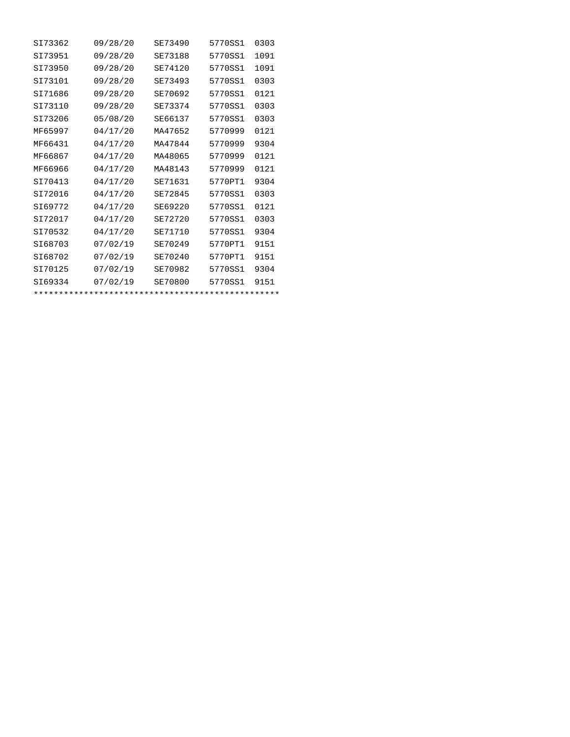| | | | | |
|---|---|---|---|---|
| SI73362 | 09/28/20 | SE73490 | 5770SS1 | 0303 |
| SI73951 | 09/28/20 | SE73188 | 5770SS1 | 1091 |
| SI73950 | 09/28/20 | SE74120 | 5770SS1 | 1091 |
| SI73101 | 09/28/20 | SE73493 | 5770SS1 | 0303 |
| SI71686 | 09/28/20 | SE70692 | 5770SS1 | 0121 |
| SI73110 | 09/28/20 | SE73374 | 5770SS1 | 0303 |
| SI73206 | 05/08/20 | SE66137 | 5770SS1 | 0303 |
| MF65997 | 04/17/20 | MA47652 | 5770999 | 0121 |
| MF66431 | 04/17/20 | MA47844 | 5770999 | 9304 |
| MF66867 | 04/17/20 | MA48065 | 5770999 | 0121 |
| MF66966 | 04/17/20 | MA48143 | 5770999 | 0121 |
| SI70413 | 04/17/20 | SE71631 | 5770PT1 | 9304 |
| SI72016 | 04/17/20 | SE72845 | 5770SS1 | 0303 |
| SI69772 | 04/17/20 | SE69220 | 5770SS1 | 0121 |
| SI72017 | 04/17/20 | SE72720 | 5770SS1 | 0303 |
| SI70532 | 04/17/20 | SE71710 | 5770SS1 | 9304 |
| SI68703 | 07/02/19 | SE70249 | 5770PT1 | 9151 |
| SI68702 | 07/02/19 | SE70240 | 5770PT1 | 9151 |
| SI70125 | 07/02/19 | SE70982 | 5770SS1 | 9304 |
| SI69334 | 07/02/19 | SE70800 | 5770SS1 | 9151 |

*************************************************